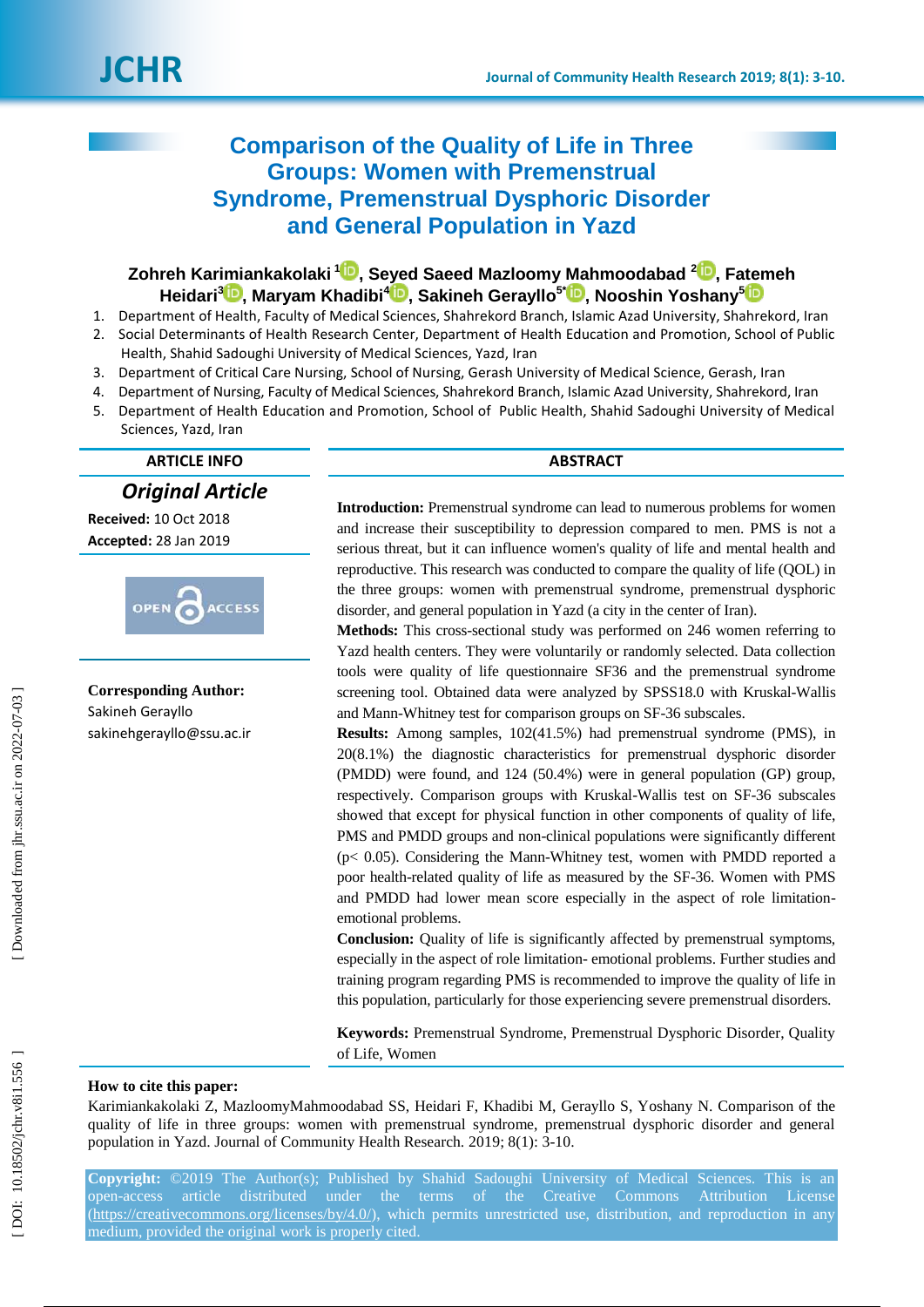# Comparison of the Quality of Life in Three Groups: Women with Premenstrual Syndrome, Premenstrual Dysphoric Disorder and General Population in Yazd

**Zohreh Karimiankakolaki [1], Seyed Saeed Mazloomy Mahmoodabad [2], Fatemeh Heidari[3], Maryam Khadibi[4], Sakineh Gerayllo[5*], Nooshin Yoshany[5]**

1. Department of Health, Faculty of Medical Sciences, Shahrekord Branch, Islamic Azad University, Shahrekord, Iran
2. Social Determinants of Health Research Center, Department of Health Education and Promotion, School of Public Health, Shahid Sadoughi University of Medical Sciences, Yazd, Iran
3. Department of Critical Care Nursing, School of Nursing, Gerash University of Medical Science, Gerash, Iran
4. Department of Nursing, Faculty of Medical Sciences, Shahrekord Branch, Islamic Azad University, Shahrekord, Iran
5. Department of Health Education and Promotion, School of Public Health, Shahid Sadoughi University of Medical Sciences, Yazd, Iran

## ARTICLE INFO

***Original Article***

**Received:** 10 Oct 2018

**Accepted:** 28 Jan 2019

**Corresponding Author:**
Sakineh Gerayllo
sakinehgerayllo@ssu.ac.ir

## ABSTRACT

**Introduction:** Premenstrual syndrome can lead to numerous problems for women and increase their susceptibility to depression compared to men. PMS is not a serious threat, but it can influence women's quality of life and mental health and reproductive. This research was conducted to compare the quality of life (QOL) in the three groups: women with premenstrual syndrome, premenstrual dysphoric disorder, and general population in Yazd (a city in the center of Iran).

**Methods:** This cross-sectional study was performed on 246 women referring to Yazd health centers. They were voluntarily or randomly selected. Data collection tools were quality of life questionnaire SF36 and the premenstrual syndrome screening tool. Obtained data were analyzed by SPSS18.0 with Kruskal-Wallis and Mann-Whitney test for comparison groups on SF-36 subscales.

**Results:** Among samples, 102(41.5%) had premenstrual syndrome (PMS), in 20(8.1%) the diagnostic characteristics for premenstrual dysphoric disorder (PMDD) were found, and 124 (50.4%) were in general population (GP) group, respectively. Comparison groups with Kruskal-Wallis test on SF-36 subscales showed that except for physical function in other components of quality of life, PMS and PMDD groups and non-clinical populations were significantly different ($p < 0.05$). Considering the Mann-Whitney test, women with PMDD reported a poor health-related quality of life as measured by the SF-36. Women with PMS and PMDD had lower mean score especially in the aspect of role limitation-emotional problems.

**Conclusion:** Quality of life is significantly affected by premenstrual symptoms, especially in the aspect of role limitation- emotional problems. Further studies and training program regarding PMS is recommended to improve the quality of life in this population, particularly for those experiencing severe premenstrual disorders.

**Keywords:** Premenstrual Syndrome, Premenstrual Dysphoric Disorder, Quality of Life, Women

**How to cite this paper:**
Karimiankakolaki Z, MazloomyMahmoodabad SS, Heidari F, Khadibi M, Gerayllo S, Yoshany N. Comparison of the quality of life in three groups: women with premenstrual syndrome, premenstrual dysphoric disorder and general population in Yazd. Journal of Community Health Research. 2019; 8(1): 3-10.

**Copyright:** ©2019 The Author(s); Published by Shahid Sadoughi University of Medical Sciences. This is an open-access article distributed under the terms of the Creative Commons Attribution License (https://creativecommons.org/licenses/by/4.0/), which permits unrestricted use, distribution, and reproduction in any medium, provided the original work is properly cited.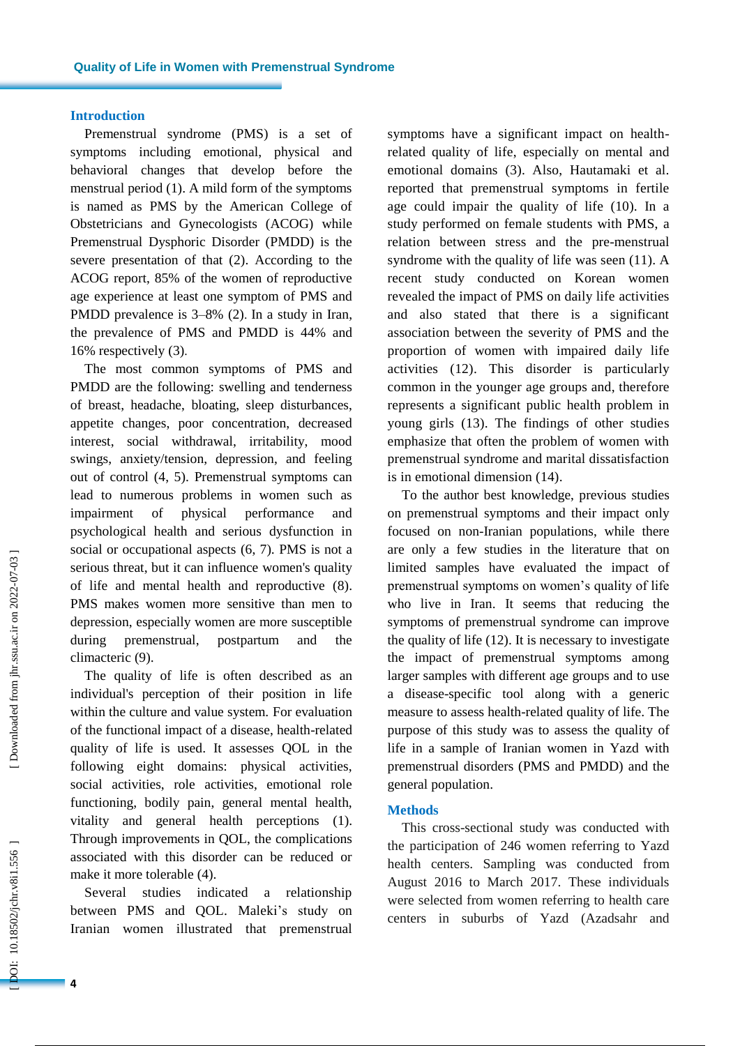## Introduction

Premenstrual syndrome (PMS) is a set of symptoms including emotional, physical and behavioral changes that develop before the menstrual period (1). A mild form of the symptoms is named as PMS by the American College of Obstetricians and Gynecologists (ACOG) while Premenstrual Dysphoric Disorder (PMDD) is the severe presentation of that (2). According to the ACOG report, 85% of the women of reproductive age experience at least one symptom of PMS and PMDD prevalence is 3–8% (2). In a study in Iran, the prevalence of PMS and PMDD is 44% and 16% respectively (3).

The most common symptoms of PMS and PMDD are the following: swelling and tenderness of breast, headache, bloating, sleep disturbances, appetite changes, poor concentration, decreased interest, social withdrawal, irritability, mood swings, anxiety/tension, depression, and feeling out of control (4, 5). Premenstrual symptoms can lead to numerous problems in women such as impairment of physical performance and psychological health and serious dysfunction in social or occupational aspects (6, 7). PMS is not a serious threat, but it can influence women's quality of life and mental health and reproductive (8). PMS makes women more sensitive than men to depression, especially women are more susceptible during premenstrual, postpartum and the climacteric (9).

The quality of life is often described as an individual's perception of their position in life within the culture and value system. For evaluation of the functional impact of a disease, health-related quality of life is used. It assesses QOL in the following eight domains: physical activities, social activities, role activities, emotional role functioning, bodily pain, general mental health, vitality and general health perceptions (1). Through improvements in QOL, the complications associated with this disorder can be reduced or make it more tolerable (4).

Several studies indicated a relationship between PMS and QOL. Maleki's study on Iranian women illustrated that premenstrual symptoms have a significant impact on health-related quality of life, especially on mental and emotional domains (3). Also, Hautamaki et al. reported that premenstrual symptoms in fertile age could impair the quality of life (10). In a study performed on female students with PMS, a relation between stress and the pre-menstrual syndrome with the quality of life was seen (11). A recent study conducted on Korean women revealed the impact of PMS on daily life activities and also stated that there is a significant association between the severity of PMS and the proportion of women with impaired daily life activities (12). This disorder is particularly common in the younger age groups and, therefore represents a significant public health problem in young girls (13). The findings of other studies emphasize that often the problem of women with premenstrual syndrome and marital dissatisfaction is in emotional dimension (14).

To the author best knowledge, previous studies on premenstrual symptoms and their impact only focused on non-Iranian populations, while there are only a few studies in the literature that on limited samples have evaluated the impact of premenstrual symptoms on women's quality of life who live in Iran. It seems that reducing the symptoms of premenstrual syndrome can improve the quality of life (12). It is necessary to investigate the impact of premenstrual symptoms among larger samples with different age groups and to use a disease-specific tool along with a generic measure to assess health-related quality of life. The purpose of this study was to assess the quality of life in a sample of Iranian women in Yazd with premenstrual disorders (PMS and PMDD) and the general population.

## Methods

This cross-sectional study was conducted with the participation of 246 women referring to Yazd health centers. Sampling was conducted from August 2016 to March 2017. These individuals were selected from women referring to health care centers in suburbs of Yazd (Azadsahr and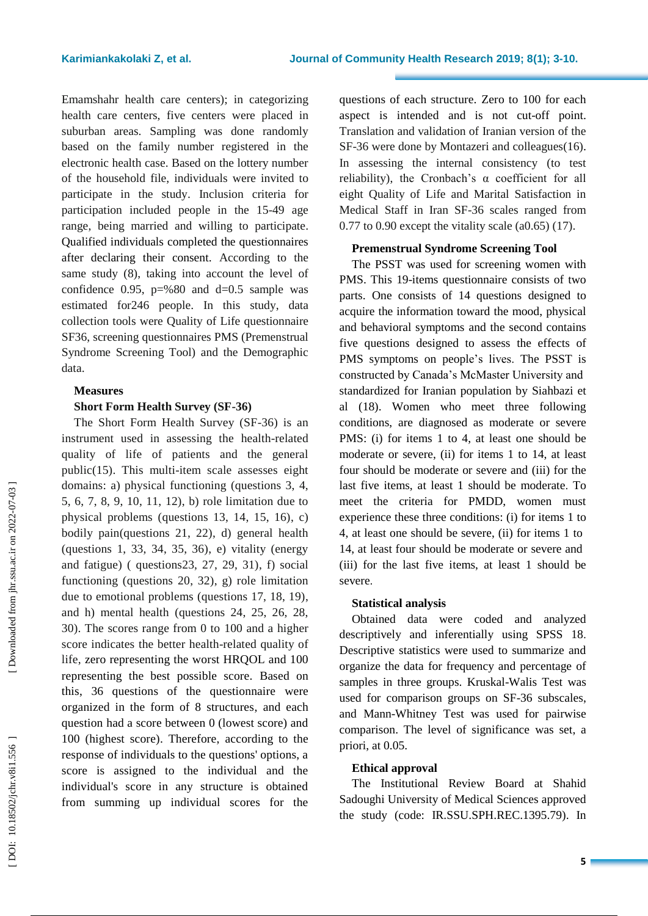Emamshahr health care centers); in categorizing health care centers, five centers were placed in suburban areas. Sampling was done randomly based on the family number registered in the electronic health case. Based on the lottery number of the household file, individuals were invited to participate in the study. Inclusion criteria for participation included people in the 15-49 age range, being married and willing to participate. Qualified individuals completed the questionnaires after declaring their consent. According to the same study (8), taking into account the level of confidence 0.95, p=%80 and d=0.5 sample was estimated for246 people. In this study, data collection tools were Quality of Life questionnaire SF36, screening questionnaires PMS (Premenstrual Syndrome Screening Tool) and the Demographic data.

**Measures**

**Short Form Health Survey (SF-36)**

The Short Form Health Survey (SF-36) is an instrument used in assessing the health-related quality of life of patients and the general public(15). This multi-item scale assesses eight domains: a) physical functioning (questions 3, 4, 5, 6, 7, 8, 9, 10, 11, 12), b) role limitation due to physical problems (questions 13, 14, 15, 16), c) bodily pain(questions 21, 22), d) general health (questions 1, 33, 34, 35, 36), e) vitality (energy and fatigue) ( questions23, 27, 29, 31), f) social functioning (questions 20, 32), g) role limitation due to emotional problems (questions 17, 18, 19), and h) mental health (questions 24, 25, 26, 28, 30). The scores range from 0 to 100 and a higher score indicates the better health-related quality of life, zero representing the worst HRQOL and 100 representing the best possible score. Based on this, 36 questions of the questionnaire were organized in the form of 8 structures, and each question had a score between 0 (lowest score) and 100 (highest score). Therefore, according to the response of individuals to the questions' options, a score is assigned to the individual and the individual's score in any structure is obtained from summing up individual scores for the questions of each structure. Zero to 100 for each aspect is intended and is not cut-off point. Translation and validation of Iranian version of the SF-36 were done by Montazeri and colleagues(16). In assessing the internal consistency (to test reliability), the Cronbach's α coefficient for all eight Quality of Life and Marital Satisfaction in Medical Staff in Iran SF-36 scales ranged from 0.77 to 0.90 except the vitality scale (a0.65) (17).

**Premenstrual Syndrome Screening Tool**

The PSST was used for screening women with PMS. This 19-items questionnaire consists of two parts. One consists of 14 questions designed to acquire the information toward the mood, physical and behavioral symptoms and the second contains five questions designed to assess the effects of PMS symptoms on people's lives. The PSST is constructed by Canada's McMaster University and standardized for Iranian population by Siahbazi et al (18). Women who meet three following conditions, are diagnosed as moderate or severe PMS: (i) for items 1 to 4, at least one should be moderate or severe, (ii) for items 1 to 14, at least four should be moderate or severe and (iii) for the last five items, at least 1 should be moderate. To meet the criteria for PMDD, women must experience these three conditions: (i) for items 1 to 4, at least one should be severe, (ii) for items 1 to 14, at least four should be moderate or severe and (iii) for the last five items, at least 1 should be severe.

**Statistical analysis**

Obtained data were coded and analyzed descriptively and inferentially using SPSS 18. Descriptive statistics were used to summarize and organize the data for frequency and percentage of samples in three groups. Kruskal-Walis Test was used for comparison groups on SF-36 subscales, and Mann-Whitney Test was used for pairwise comparison. The level of significance was set, a priori, at 0.05.

**Ethical approval**

The Institutional Review Board at Shahid Sadoughi University of Medical Sciences approved the study (code: IR.SSU.SPH.REC.1395.79). In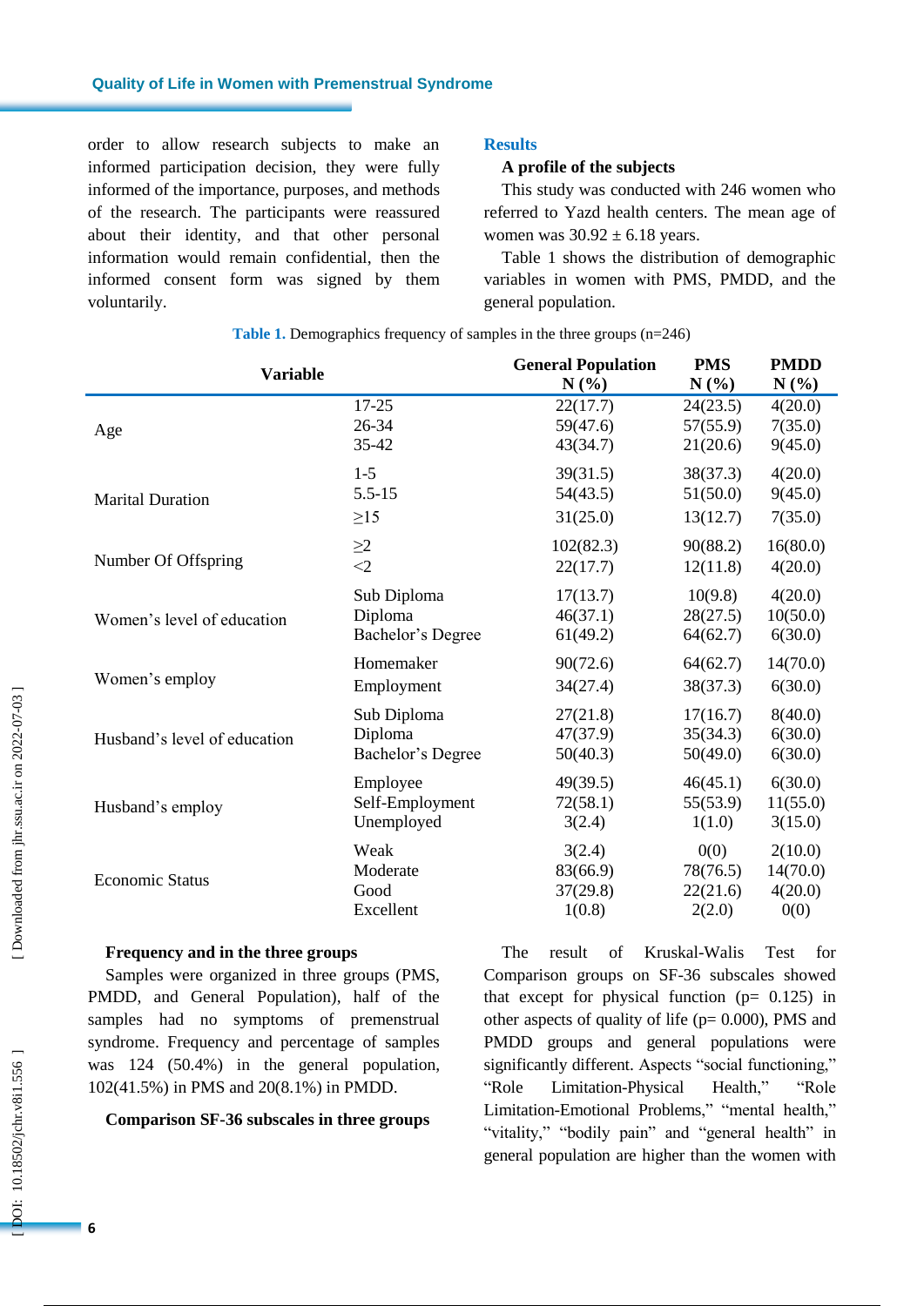order to allow research subjects to make an informed participation decision, they were fully informed of the importance, purposes, and methods of the research. The participants were reassured about their identity, and that other personal information would remain confidential, then the informed consent form was signed by them voluntarily.

## Results

### A profile of the subjects

This study was conducted with 246 women who referred to Yazd health centers. The mean age of women was 30.92 ± 6.18 years.

Table 1 shows the distribution of demographic variables in women with PMS, PMDD, and the general population.

**Table 1.** Demographics frequency of samples in the three groups (n=246)

| Variable | | General Population N (%) | PMS N (%) | PMDD N (%) |
|---|---|---|---|---|
| Age | 17-25 | 22(17.7) | 24(23.5) | 4(20.0) |
| | 26-34 | 59(47.6) | 57(55.9) | 7(35.0) |
| | 35-42 | 43(34.7) | 21(20.6) | 9(45.0) |
| Marital Duration | 1-5 | 39(31.5) | 38(37.3) | 4(20.0) |
| | 5.5-15 | 54(43.5) | 51(50.0) | 9(45.0) |
| | ≥15 | 31(25.0) | 13(12.7) | 7(35.0) |
| Number Of Offspring | ≥2 | 102(82.3) | 90(88.2) | 16(80.0) |
| | <2 | 22(17.7) | 12(11.8) | 4(20.0) |
| Women's level of education | Sub Diploma | 17(13.7) | 10(9.8) | 4(20.0) |
| | Diploma | 46(37.1) | 28(27.5) | 10(50.0) |
| | Bachelor's Degree | 61(49.2) | 64(62.7) | 6(30.0) |
| Women's employ | Homemaker | 90(72.6) | 64(62.7) | 14(70.0) |
| | Employment | 34(27.4) | 38(37.3) | 6(30.0) |
| Husband's level of education | Sub Diploma | 27(21.8) | 17(16.7) | 8(40.0) |
| | Diploma | 47(37.9) | 35(34.3) | 6(30.0) |
| | Bachelor's Degree | 50(40.3) | 50(49.0) | 6(30.0) |
| Husband's employ | Employee | 49(39.5) | 46(45.1) | 6(30.0) |
| | Self-Employment | 72(58.1) | 55(53.9) | 11(55.0) |
| | Unemployed | 3(2.4) | 1(1.0) | 3(15.0) |
| Economic Status | Weak | 3(2.4) | 0(0) | 2(10.0) |
| | Moderate | 83(66.9) | 78(76.5) | 14(70.0) |
| | Good | 37(29.8) | 22(21.6) | 4(20.0) |
| | Excellent | 1(0.8) | 2(2.0) | 0(0) |

### Frequency and in the three groups

Samples were organized in three groups (PMS, PMDD, and General Population), half of the samples had no symptoms of premenstrual syndrome. Frequency and percentage of samples was 124 (50.4%) in the general population, 102(41.5%) in PMS and 20(8.1%) in PMDD.

### Comparison SF-36 subscales in three groups

The result of Kruskal-Walis Test for Comparison groups on SF-36 subscales showed that except for physical function (p= 0.125) in other aspects of quality of life (p= 0.000), PMS and PMDD groups and general populations were significantly different. Aspects "social functioning," "Role Limitation-Physical Health," "Role Limitation-Emotional Problems," "mental health," "vitality," "bodily pain" and "general health" in general population are higher than the women with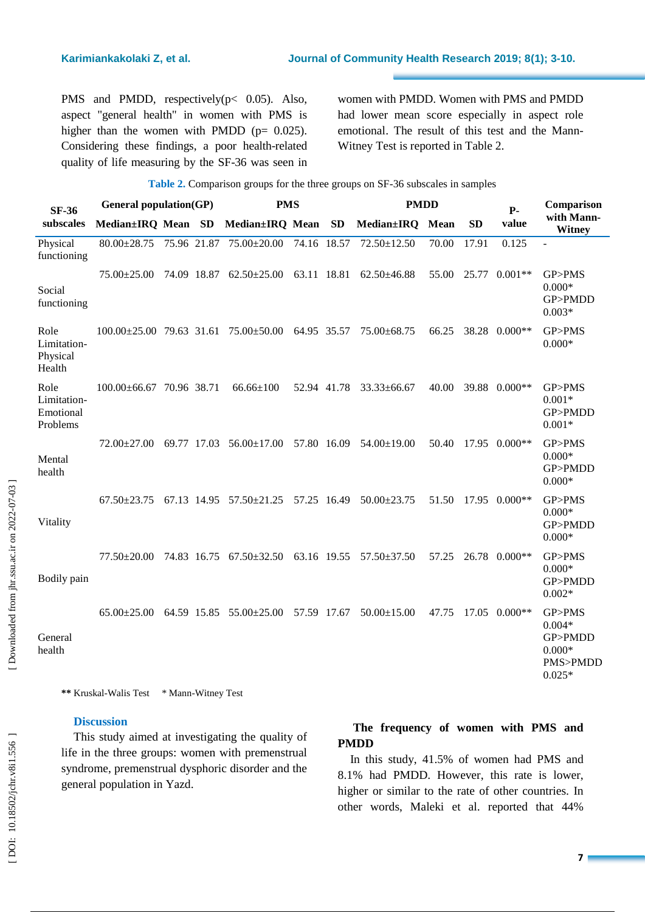PMS and PMDD, respectively($p< 0.05$). Also, aspect "general health" in women with PMS is higher than the women with PMDD ($p= 0.025$). Considering these findings, a poor health-related quality of life measuring by the SF-36 was seen in women with PMDD. Women with PMS and PMDD had lower mean score especially in aspect role emotional. The result of this test and the Mann-Witney Test is reported in Table 2.

**Table 2.** Comparison groups for the three groups on SF-36 subscales in samples

| SF-36 subscales | General population(GP) | | | PMS | | | PMDD | | | P-value | Comparison with Mann-Witney |
|---|---|---|---|---|---|---|---|---|---|---|---|
| | Median±IQR | Mean | SD | Median±IQR | Mean | SD | Median±IQR | Mean | SD | | |
| Physical functioning | 80.00±28.75 | 75.96 | 21.87 | 75.00±20.00 | 74.16 | 18.57 | 72.50±12.50 | 70.00 | 17.91 | 0.125 | - |
| Social functioning | 75.00±25.00 | 74.09 | 18.87 | 62.50±25.00 | 63.11 | 18.81 | 62.50±46.88 | 55.00 | 25.77 | 0.001** | GP>PMS 0.000* GP>PMDD 0.003* |
| Role Limitation-Physical Health | 100.00±25.00 | 79.63 | 31.61 | 75.00±50.00 | 64.95 | 35.57 | 75.00±68.75 | 66.25 | 38.28 | 0.000** | GP>PMS 0.000* |
| Role Limitation-Emotional Problems | 100.00±66.67 | 70.96 | 38.71 | 66.66±100 | 52.94 | 41.78 | 33.33±66.67 | 40.00 | 39.88 | 0.000** | GP>PMS 0.001* GP>PMDD 0.001* |
| Mental health | 72.00±27.00 | 69.77 | 17.03 | 56.00±17.00 | 57.80 | 16.09 | 54.00±19.00 | 50.40 | 17.95 | 0.000** | GP>PMS 0.000* GP>PMDD 0.000* |
| Vitality | 67.50±23.75 | 67.13 | 14.95 | 57.50±21.25 | 57.25 | 16.49 | 50.00±23.75 | 51.50 | 17.95 | 0.000** | GP>PMS 0.000* GP>PMDD 0.000* |
| Bodily pain | 77.50±20.00 | 74.83 | 16.75 | 67.50±32.50 | 63.16 | 19.55 | 57.50±37.50 | 57.25 | 26.78 | 0.000** | GP>PMS 0.000* GP>PMDD 0.002* |
| General health | 65.00±25.00 | 64.59 | 15.85 | 55.00±25.00 | 57.59 | 17.67 | 50.00±15.00 | 47.75 | 17.05 | 0.000** | GP>PMS 0.004* GP>PMDD 0.000* PMS>PMDD 0.025* |

** Kruskal-Walis Test    * Mann-Witney Test

## Discussion

This study aimed at investigating the quality of life in the three groups: women with premenstrual syndrome, premenstrual dysphoric disorder and the general population in Yazd.

### The frequency of women with PMS and PMDD

In this study, 41.5% of women had PMS and 8.1% had PMDD. However, this rate is lower, higher or similar to the rate of other countries. In other words, Maleki et al. reported that 44%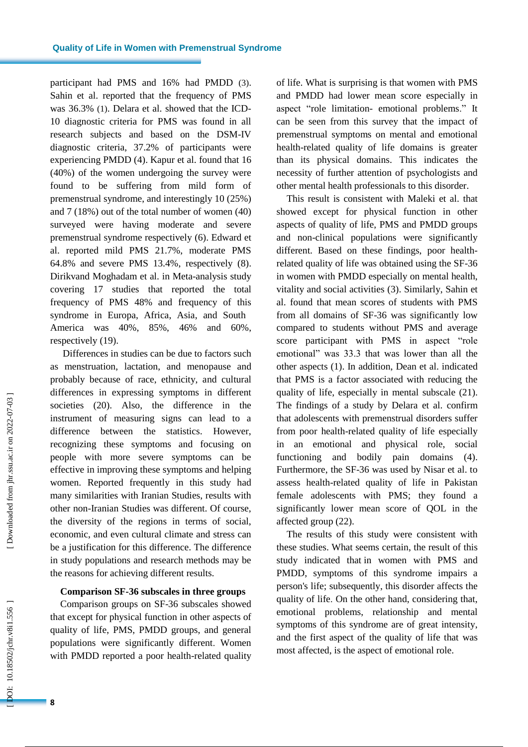participant had PMS and 16% had PMDD (3). Sahin et al. reported that the frequency of PMS was 36.3% (1). Delara et al. showed that the ICD-10 diagnostic criteria for PMS was found in all research subjects and based on the DSM-IV diagnostic criteria, 37.2% of participants were experiencing PMDD (4). Kapur et al. found that 16 (40%) of the women undergoing the survey were found to be suffering from mild form of premenstrual syndrome, and interestingly 10 (25%) and 7 (18%) out of the total number of women (40) surveyed were having moderate and severe premenstrual syndrome respectively (6). Edward et al. reported mild PMS 21.7%, moderate PMS 64.8% and severe PMS 13.4%, respectively (8). Dirikvand Moghadam et al. in Meta-analysis study covering 17 studies that reported the total frequency of PMS 48% and frequency of this syndrome in Europa, Africa, Asia, and South America was 40%, 85%, 46% and 60%, respectively (19).

Differences in studies can be due to factors such as menstruation, lactation, and menopause and probably because of race, ethnicity, and cultural differences in expressing symptoms in different societies (20). Also, the difference in the instrument of measuring signs can lead to a difference between the statistics. However, recognizing these symptoms and focusing on people with more severe symptoms can be effective in improving these symptoms and helping women. Reported frequently in this study had many similarities with Iranian Studies, results with other non-Iranian Studies was different. Of course, the diversity of the regions in terms of social, economic, and even cultural climate and stress can be a justification for this difference. The difference in study populations and research methods may be the reasons for achieving different results.

**Comparison SF-36 subscales in three groups**

Comparison groups on SF-36 subscales showed that except for physical function in other aspects of quality of life, PMS, PMDD groups, and general populations were significantly different. Women with PMDD reported a poor health-related quality of life. What is surprising is that women with PMS and PMDD had lower mean score especially in aspect "role limitation- emotional problems." It can be seen from this survey that the impact of premenstrual symptoms on mental and emotional health-related quality of life domains is greater than its physical domains. This indicates the necessity of further attention of psychologists and other mental health professionals to this disorder.

This result is consistent with Maleki et al. that showed except for physical function in other aspects of quality of life, PMS and PMDD groups and non-clinical populations were significantly different. Based on these findings, poor health-related quality of life was obtained using the SF-36 in women with PMDD especially on mental health, vitality and social activities (3). Similarly, Sahin et al. found that mean scores of students with PMS from all domains of SF-36 was significantly low compared to students without PMS and average score participant with PMS in aspect "role emotional" was 33.3 that was lower than all the other aspects (1). In addition, Dean et al. indicated that PMS is a factor associated with reducing the quality of life, especially in mental subscale (21). The findings of a study by Delara et al. confirm that adolescents with premenstrual disorders suffer from poor health-related quality of life especially in an emotional and physical role, social functioning and bodily pain domains (4). Furthermore, the SF-36 was used by Nisar et al. to assess health-related quality of life in Pakistan female adolescents with PMS; they found a significantly lower mean score of QOL in the affected group (22).

The results of this study were consistent with these studies. What seems certain, the result of this study indicated that in women with PMS and PMDD, symptoms of this syndrome impairs a person's life; subsequently, this disorder affects the quality of life. On the other hand, considering that, emotional problems, relationship and mental symptoms of this syndrome are of great intensity, and the first aspect of the quality of life that was most affected, is the aspect of emotional role.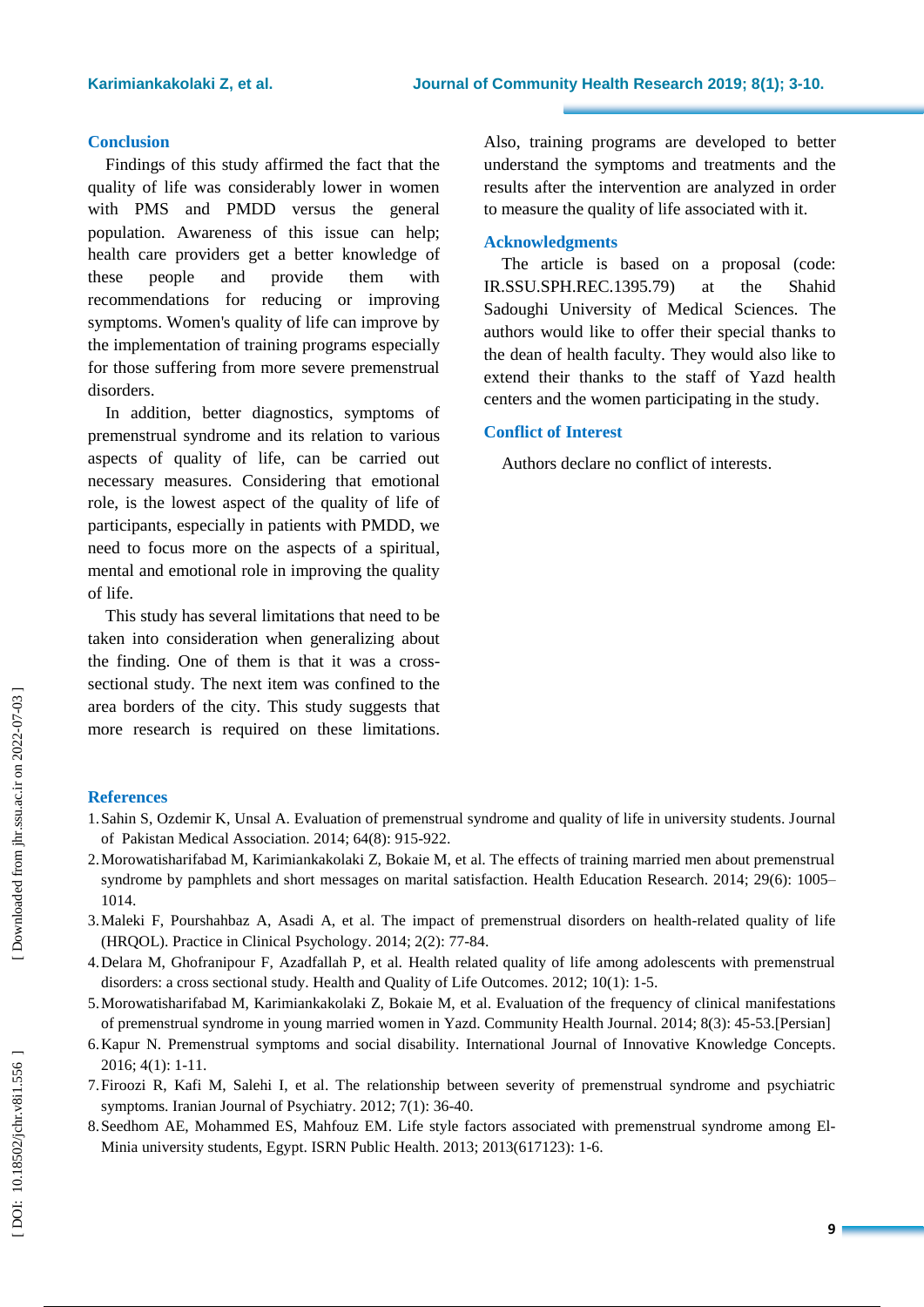## Conclusion

Findings of this study affirmed the fact that the quality of life was considerably lower in women with PMS and PMDD versus the general population. Awareness of this issue can help; health care providers get a better knowledge of these people and provide them with recommendations for reducing or improving symptoms. Women's quality of life can improve by the implementation of training programs especially for those suffering from more severe premenstrual disorders.

In addition, better diagnostics, symptoms of premenstrual syndrome and its relation to various aspects of quality of life, can be carried out necessary measures. Considering that emotional role, is the lowest aspect of the quality of life of participants, especially in patients with PMDD, we need to focus more on the aspects of a spiritual, mental and emotional role in improving the quality of life.

This study has several limitations that need to be taken into consideration when generalizing about the finding. One of them is that it was a cross-sectional study. The next item was confined to the area borders of the city. This study suggests that more research is required on these limitations. Also, training programs are developed to better understand the symptoms and treatments and the results after the intervention are analyzed in order to measure the quality of life associated with it.

## Acknowledgments

The article is based on a proposal (code: IR.SSU.SPH.REC.1395.79) at the Shahid Sadoughi University of Medical Sciences. The authors would like to offer their special thanks to the dean of health faculty. They would also like to extend their thanks to the staff of Yazd health centers and the women participating in the study.

## Conflict of Interest

Authors declare no conflict of interests.

## References

1. Sahin S, Ozdemir K, Unsal A. Evaluation of premenstrual syndrome and quality of life in university students. Journal of Pakistan Medical Association. 2014; 64(8): 915-922.
2. Morowatisharifabad M, Karimiankakolaki Z, Bokaie M, et al. The effects of training married men about premenstrual syndrome by pamphlets and short messages on marital satisfaction. Health Education Research. 2014; 29(6): 1005–1014.
3. Maleki F, Pourshahbaz A, Asadi A, et al. The impact of premenstrual disorders on health-related quality of life (HRQOL). Practice in Clinical Psychology. 2014; 2(2): 77-84.
4. Delara M, Ghofranipour F, Azadfallah P, et al. Health related quality of life among adolescents with premenstrual disorders: a cross sectional study. Health and Quality of Life Outcomes. 2012; 10(1): 1-5.
5. Morowatisharifabad M, Karimiankakolaki Z, Bokaie M, et al. Evaluation of the frequency of clinical manifestations of premenstrual syndrome in young married women in Yazd. Community Health Journal. 2014; 8(3): 45-53.[Persian]
6. Kapur N. Premenstrual symptoms and social disability. International Journal of Innovative Knowledge Concepts. 2016; 4(1): 1-11.
7. Firoozi R, Kafi M, Salehi I, et al. The relationship between severity of premenstrual syndrome and psychiatric symptoms. Iranian Journal of Psychiatry. 2012; 7(1): 36-40.
8. Seedhom AE, Mohammed ES, Mahfouz EM. Life style factors associated with premenstrual syndrome among El-Minia university students, Egypt. ISRN Public Health. 2013; 2013(617123): 1-6.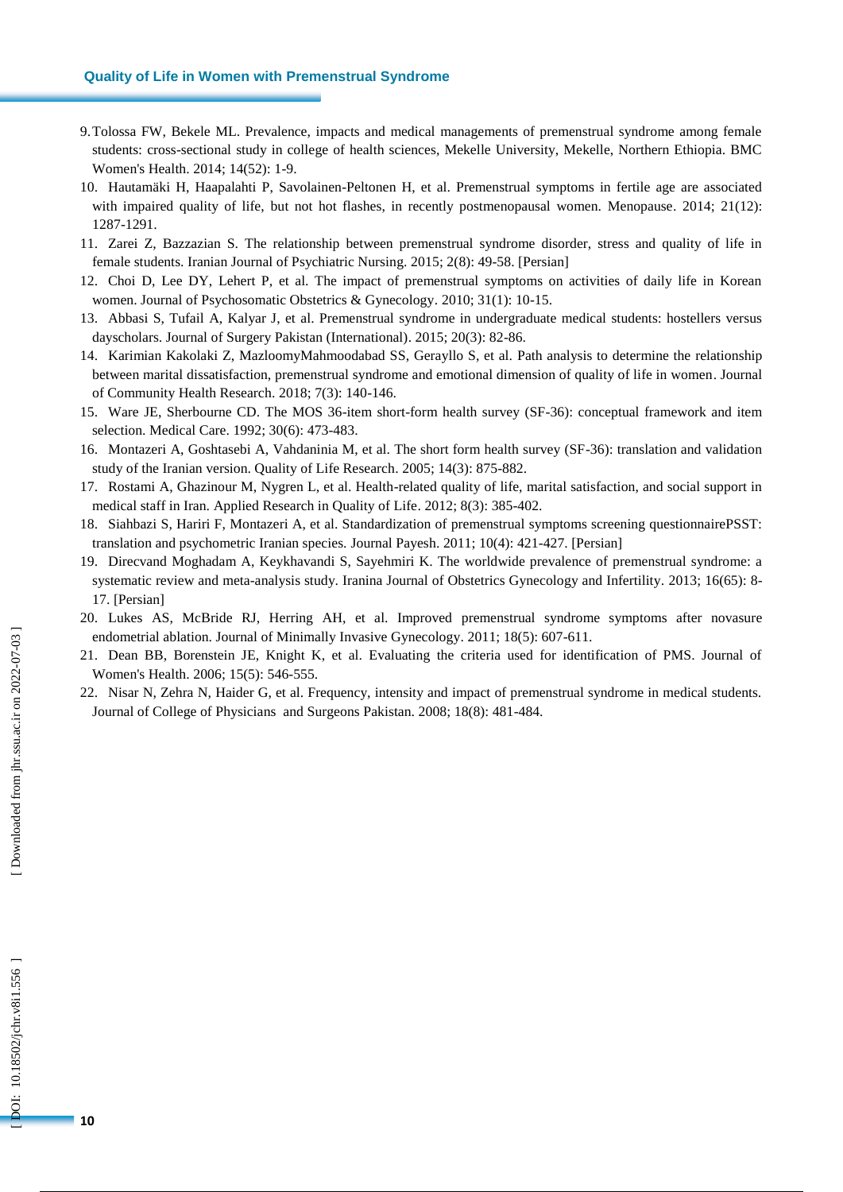9. Tolossa FW, Bekele ML. Prevalence, impacts and medical managements of premenstrual syndrome among female students: cross-sectional study in college of health sciences, Mekelle University, Mekelle, Northern Ethiopia. BMC Women's Health. 2014; 14(52): 1-9.
10. Hautamäki H, Haapalahti P, Savolainen-Peltonen H, et al. Premenstrual symptoms in fertile age are associated with impaired quality of life, but not hot flashes, in recently postmenopausal women. Menopause. 2014; 21(12): 1287-1291.
11. Zarei Z, Bazzazian S. The relationship between premenstrual syndrome disorder, stress and quality of life in female students. Iranian Journal of Psychiatric Nursing. 2015; 2(8): 49-58. [Persian]
12. Choi D, Lee DY, Lehert P, et al. The impact of premenstrual symptoms on activities of daily life in Korean women. Journal of Psychosomatic Obstetrics & Gynecology. 2010; 31(1): 10-15.
13. Abbasi S, Tufail A, Kalyar J, et al. Premenstrual syndrome in undergraduate medical students: hostellers versus dayscholars. Journal of Surgery Pakistan (International). 2015; 20(3): 82-86.
14. Karimian Kakolaki Z, MazloomyMahmoodabad SS, Gerayllo S, et al. Path analysis to determine the relationship between marital dissatisfaction, premenstrual syndrome and emotional dimension of quality of life in women. Journal of Community Health Research. 2018; 7(3): 140-146.
15. Ware JE, Sherbourne CD. The MOS 36-item short-form health survey (SF-36): conceptual framework and item selection. Medical Care. 1992; 30(6): 473-483.
16. Montazeri A, Goshtasebi A, Vahdaninia M, et al. The short form health survey (SF-36): translation and validation study of the Iranian version. Quality of Life Research. 2005; 14(3): 875-882.
17. Rostami A, Ghazinour M, Nygren L, et al. Health-related quality of life, marital satisfaction, and social support in medical staff in Iran. Applied Research in Quality of Life. 2012; 8(3): 385-402.
18. Siahbazi S, Hariri F, Montazeri A, et al. Standardization of premenstrual symptoms screening questionnairePSST: translation and psychometric Iranian species. Journal Payesh. 2011; 10(4): 421-427. [Persian]
19. Direcvand Moghadam A, Keykhavandi S, Sayehmiri K. The worldwide prevalence of premenstrual syndrome: a systematic review and meta-analysis study. Iranina Journal of Obstetrics Gynecology and Infertility. 2013; 16(65): 8-17. [Persian]
20. Lukes AS, McBride RJ, Herring AH, et al. Improved premenstrual syndrome symptoms after novasure endometrial ablation. Journal of Minimally Invasive Gynecology. 2011; 18(5): 607-611.
21. Dean BB, Borenstein JE, Knight K, et al. Evaluating the criteria used for identification of PMS. Journal of Women's Health. 2006; 15(5): 546-555.
22. Nisar N, Zehra N, Haider G, et al. Frequency, intensity and impact of premenstrual syndrome in medical students. Journal of College of Physicians and Surgeons Pakistan. 2008; 18(8): 481-484.